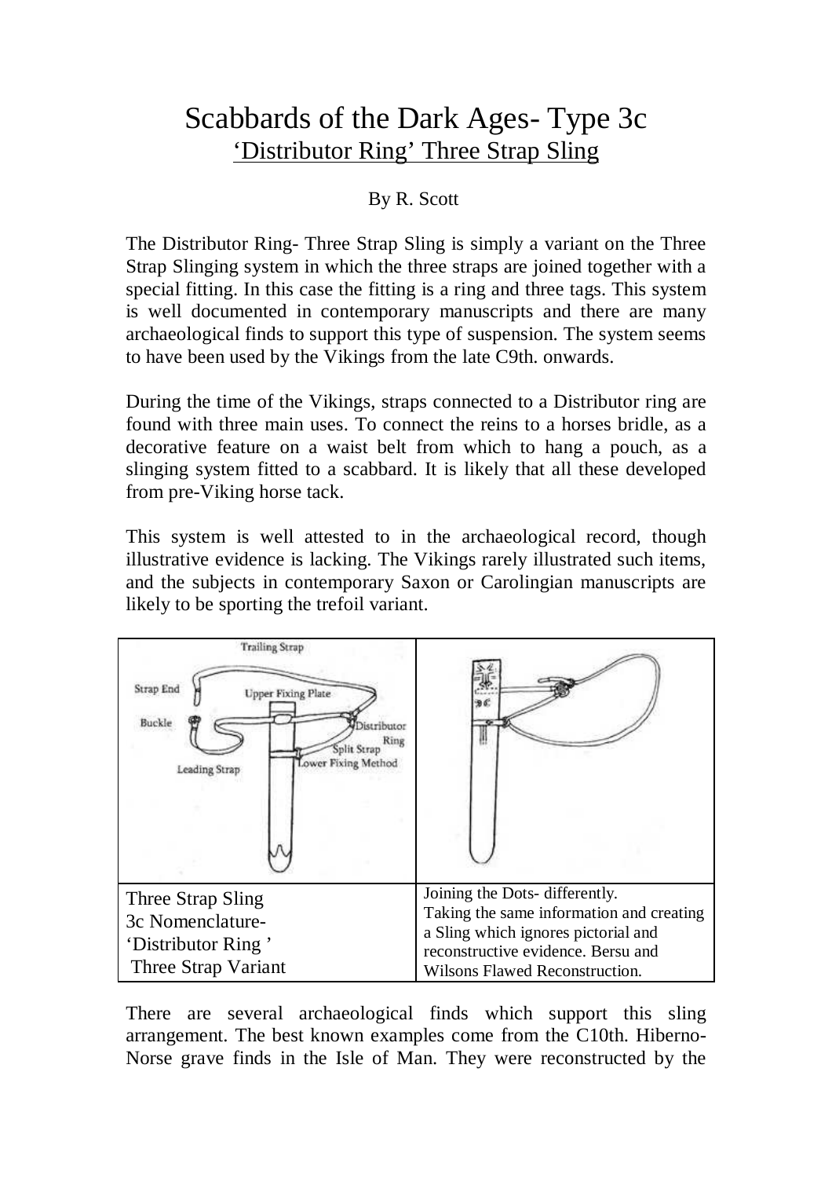# Scabbards of the Dark Ages- Type 3c

## 'Distributor Ring' Three Strap Sling

By R. Scott

The Distributor Ring- Three Strap Sling is simply a variant on the Three Strap Slinging system in which the three straps are joined together with a special fitting. In this case the fitting is a ring and three tags. This system is well documented in contemporary manuscripts and there are many archaeological finds to support this type of suspension. The system seems to have been used by the Vikings from the late C9th. onwards.

During the time of the Vikings, straps connected to a Distributor ring are found with three main uses. To connect the reins to a horses bridle, as a decorative feature on a waist belt from which to hang a pouch, as a slinging system fitted to a scabbard. It is likely that all these developed from pre-Viking horse tack.

This system is well attested to in the archaeological record, though illustrative evidence is lacking. The Vikings rarely illustrated such items, and the subjects in contemporary Saxon or Carolingian manuscripts are likely to be sporting the trefoil variant.

| Three Strap Sling<br>3c Nomenclature-<br>'Distributor Ring '<br>Three Strap Variant | Joining the Dots- differently.<br>Taking the same information and creating a Sling which ignores pictorial and reconstructive evidence. Bersu and Wilsons Flawed Reconstruction. |
|---|---|

There are several archaeological finds which support this sling arrangement. The best known examples come from the C10th. Hiberno-Norse grave finds in the Isle of Man. They were reconstructed by the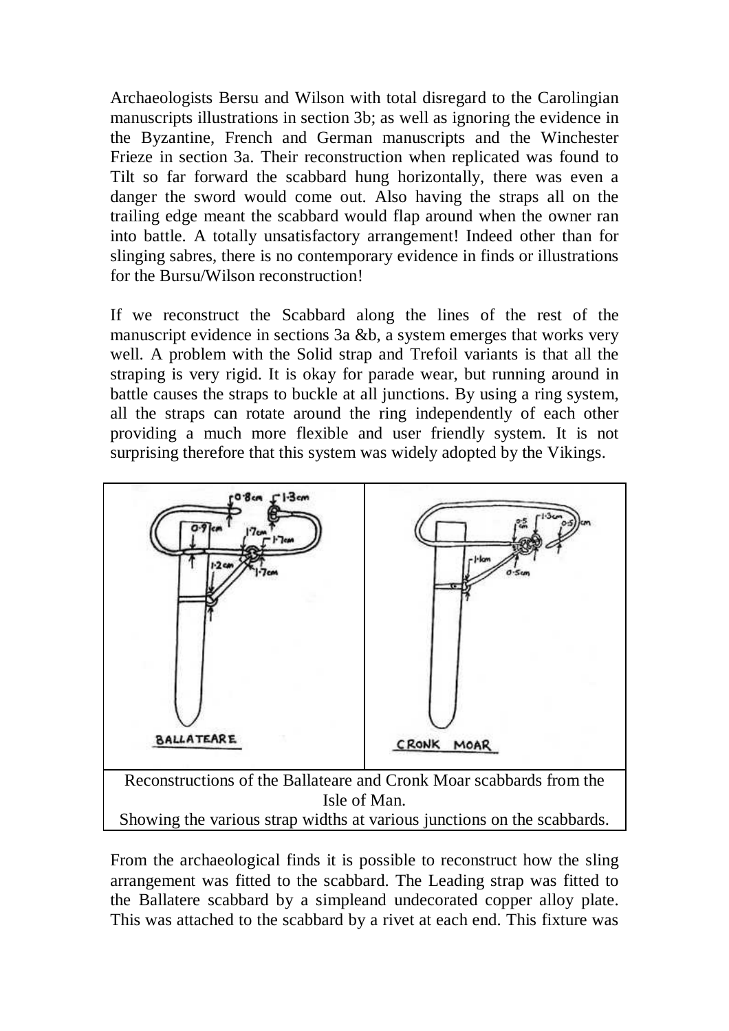Archaeologists Bersu and Wilson with total disregard to the Carolingian manuscripts illustrations in section 3b; as well as ignoring the evidence in the Byzantine, French and German manuscripts and the Winchester Frieze in section 3a. Their reconstruction when replicated was found to Tilt so far forward the scabbard hung horizontally, there was even a danger the sword would come out. Also having the straps all on the trailing edge meant the scabbard would flap around when the owner ran into battle. A totally unsatisfactory arrangement! Indeed other than for slinging sabres, there is no contemporary evidence in finds or illustrations for the Bursu/Wilson reconstruction!

If we reconstruct the Scabbard along the lines of the rest of the manuscript evidence in sections 3a &b, a system emerges that works very well. A problem with the Solid strap and Trefoil variants is that all the straping is very rigid. It is okay for parade wear, but running around in battle causes the straps to buckle at all junctions. By using a ring system, all the straps can rotate around the ring independently of each other providing a much more flexible and user friendly system. It is not surprising therefore that this system was widely adopted by the Vikings.

Reconstructions of the Ballateare and Cronk Moar scabbards from the Isle of Man.
Showing the various strap widths at various junctions on the scabbards.

From the archaeological finds it is possible to reconstruct how the sling arrangement was fitted to the scabbard. The Leading strap was fitted to the Ballatere scabbard by a simpleand undecorated copper alloy plate. This was attached to the scabbard by a rivet at each end. This fixture was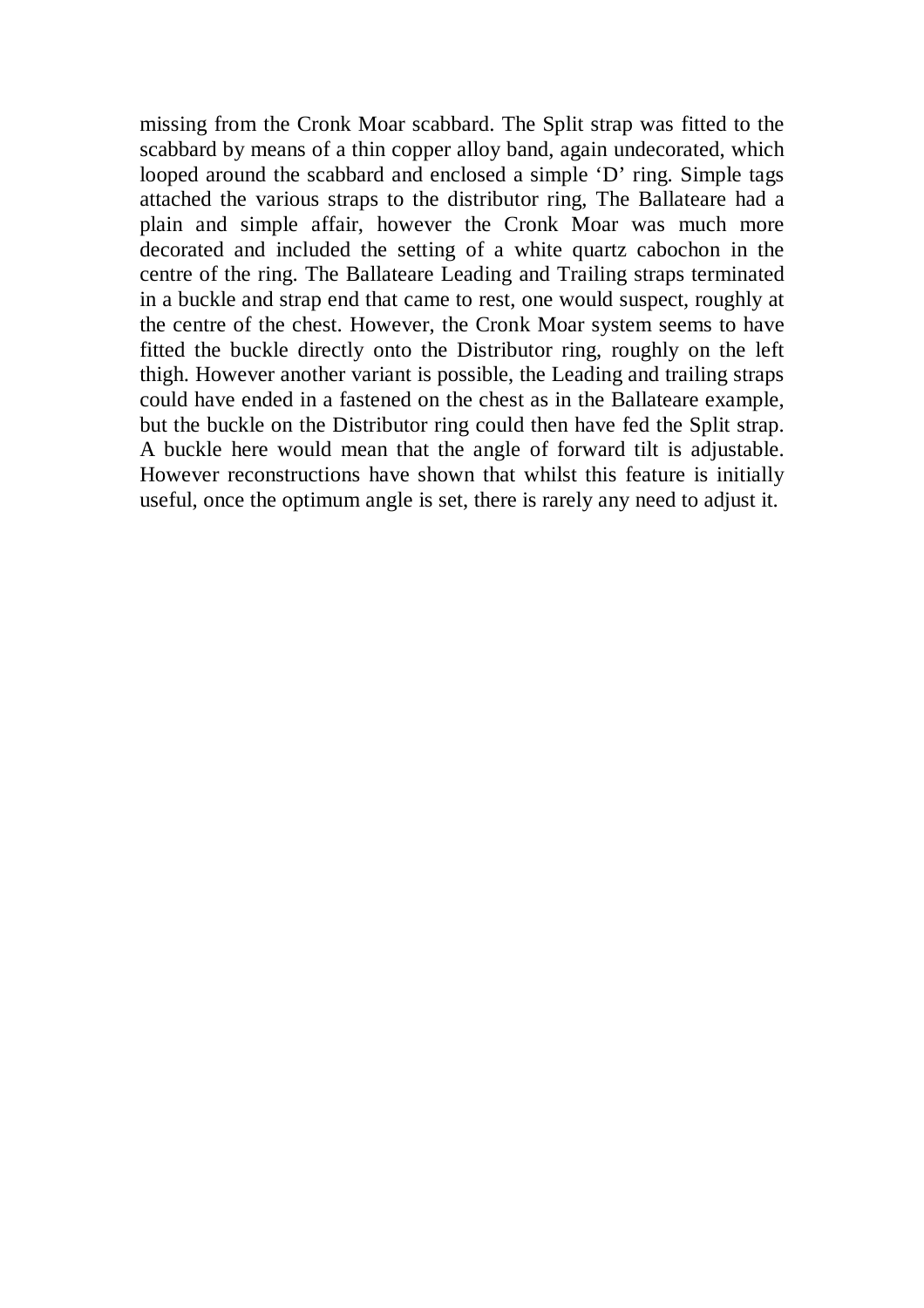missing from the Cronk Moar scabbard. The Split strap was fitted to the scabbard by means of a thin copper alloy band, again undecorated, which looped around the scabbard and enclosed a simple 'D' ring. Simple tags attached the various straps to the distributor ring, The Ballateare had a plain and simple affair, however the Cronk Moar was much more decorated and included the setting of a white quartz cabochon in the centre of the ring. The Ballateare Leading and Trailing straps terminated in a buckle and strap end that came to rest, one would suspect, roughly at the centre of the chest. However, the Cronk Moar system seems to have fitted the buckle directly onto the Distributor ring, roughly on the left thigh. However another variant is possible, the Leading and trailing straps could have ended in a fastened on the chest as in the Ballateare example, but the buckle on the Distributor ring could then have fed the Split strap. A buckle here would mean that the angle of forward tilt is adjustable. However reconstructions have shown that whilst this feature is initially useful, once the optimum angle is set, there is rarely any need to adjust it.